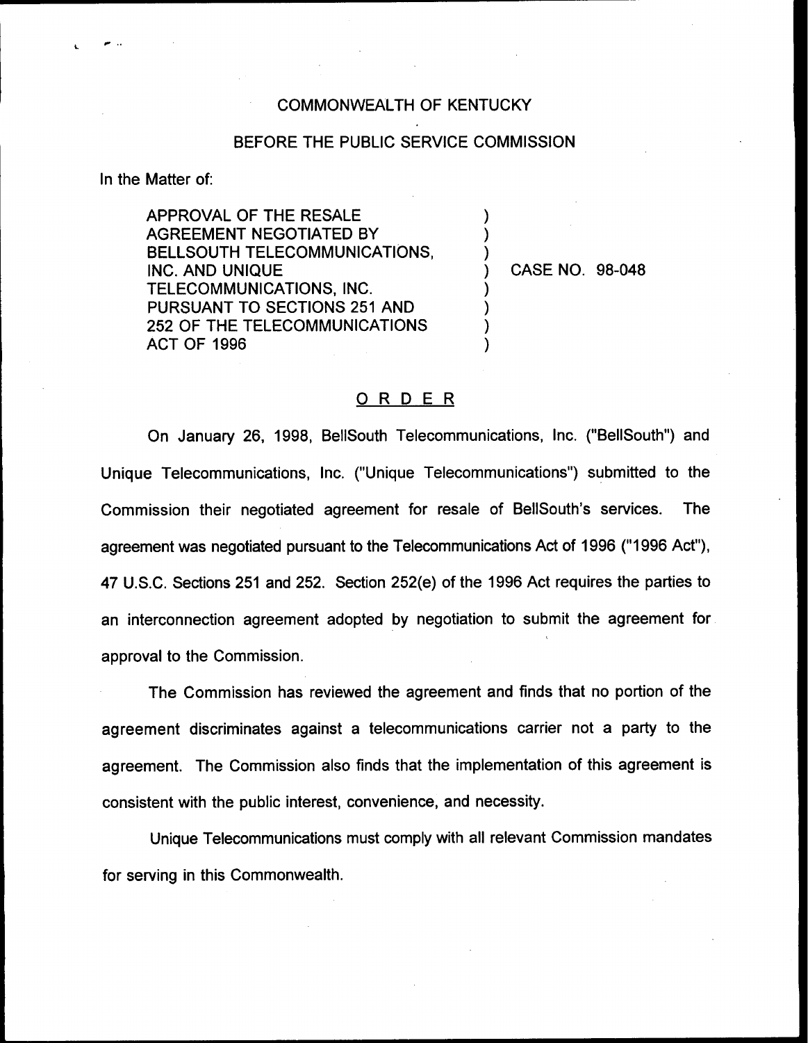COMMONWEALTH OF KENTUCKY

BEFORE THE PUBLIC SERVICE COMMISSION

In the Matter of:

APPROVAL OF THE RESALE AGREEMENT NEGOTIATED BY BELLSOUTH TELECOMMUNICATIONS, INC. AND UNIQUE TELECOMMUNICATIONS, INC. PURSUANT TO SECTIONS 251 AND 252 OF THE TELECOMMUNICATIONS ACT OF 1996 ) CASE NO. 98-048

## ORDER

On January 26, 1998, BellSouth Telecommunications, Inc. ("BellSouth") and Unique Telecommunications, Inc. ("Unique Telecommunications") submitted to the Commission their negotiated agreement for resale of BellSouth's services. The agreement was negotiated pursuant to the Telecommunications Act of 1996 ("1996 Act"), 47 U.S.C. Sections 251 and 252. Section 252(e) of the 1996 Act requires the parties to an interconnection agreement adopted by negotiation to submit the agreement for approval to the Commission.

The Commission has reviewed the agreement and finds that no portion of the agreement discriminates against a telecommunications carrier not a party to the agreement. The Commission also finds that the implementation of this agreement is consistent with the public interest, convenience, and necessity.

Unique Telecommunications must comply with all relevant Commission mandates for serving in this Commonwealth.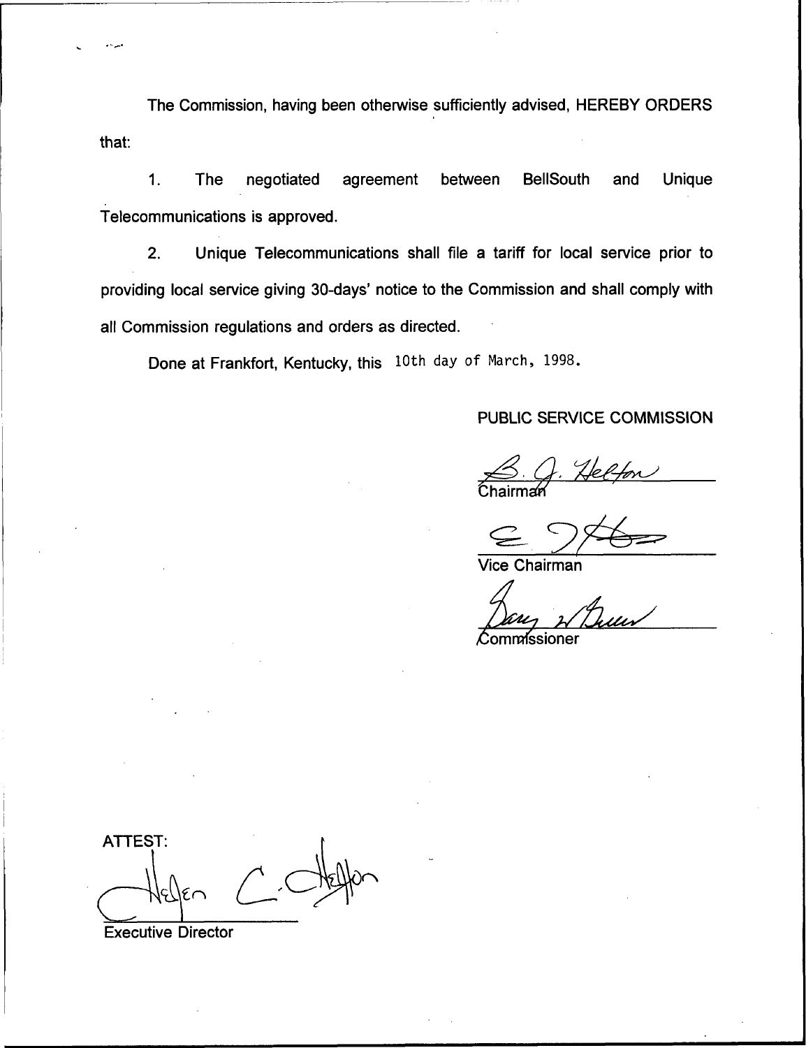The Commission, having been otherwise sufficiently advised, HEREBY ORDERS that:

1. The negotiated agreement between BellSouth and Unique Telecommunications is approved.

2. Unique Telecommunications shall file a tariff for local service prior to providing local service giving 30-days' notice to the Commission and shall comply with all Commission regulations and orders as directed.

Done at Frankfort, Kentucky, this 10th day of March, 1998.

PUBLIC SERVICE COMMISSION

Chairman

Vice Chairman

Commissioner

ATTEST:

Executive Director